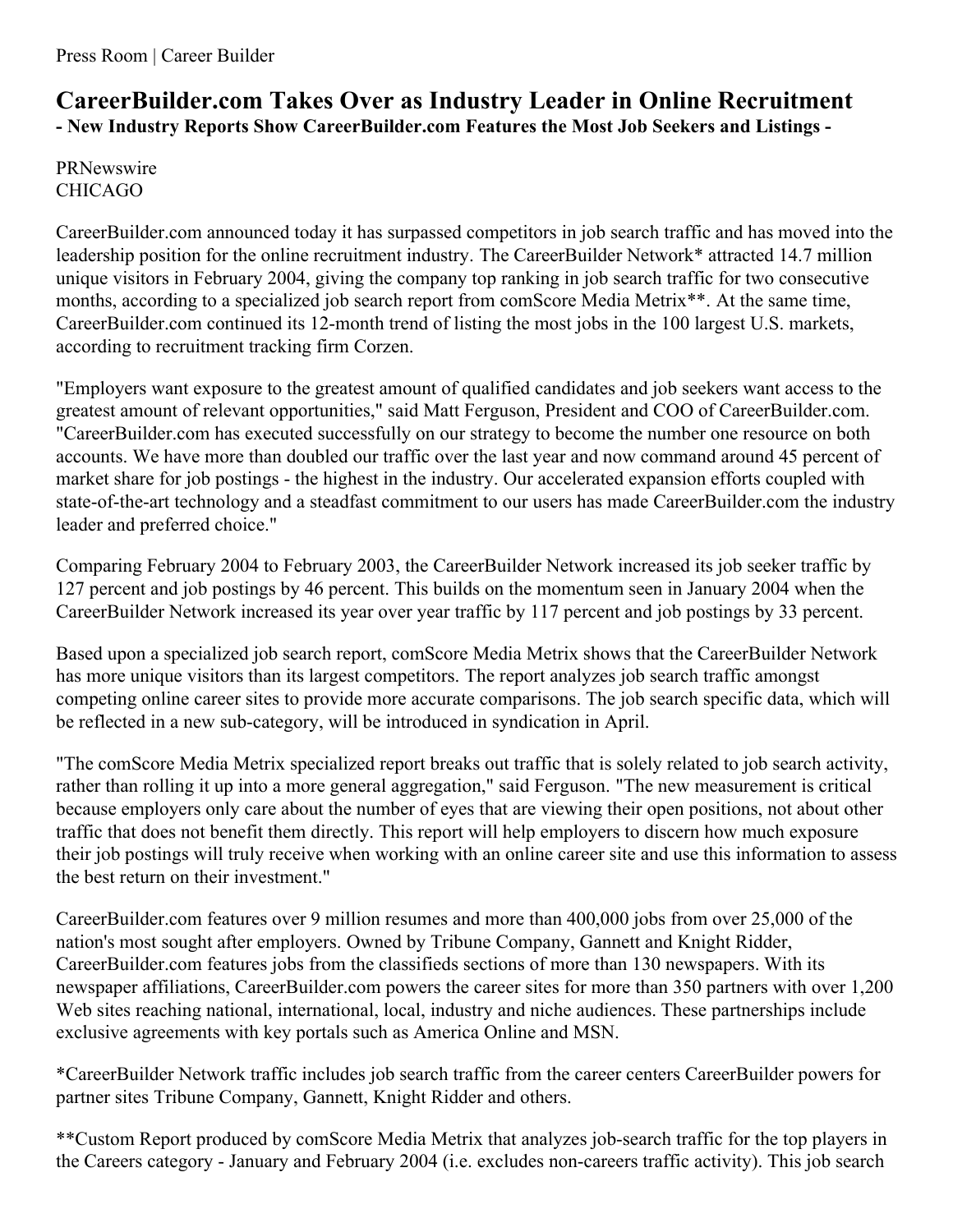Press Room | Career Builder

# CareerBuilder.com Takes Over as Industry Leader in Online Recruitment

## - New Industry Reports Show CareerBuilder.com Features the Most Job Seekers and Listings -

PRNewswire
CHICAGO

CareerBuilder.com announced today it has surpassed competitors in job search traffic and has moved into the leadership position for the online recruitment industry. The CareerBuilder Network* attracted 14.7 million unique visitors in February 2004, giving the company top ranking in job search traffic for two consecutive months, according to a specialized job search report from comScore Media Metrix**. At the same time, CareerBuilder.com continued its 12-month trend of listing the most jobs in the 100 largest U.S. markets, according to recruitment tracking firm Corzen.

"Employers want exposure to the greatest amount of qualified candidates and job seekers want access to the greatest amount of relevant opportunities," said Matt Ferguson, President and COO of CareerBuilder.com. "CareerBuilder.com has executed successfully on our strategy to become the number one resource on both accounts. We have more than doubled our traffic over the last year and now command around 45 percent of market share for job postings - the highest in the industry. Our accelerated expansion efforts coupled with state-of-the-art technology and a steadfast commitment to our users has made CareerBuilder.com the industry leader and preferred choice."

Comparing February 2004 to February 2003, the CareerBuilder Network increased its job seeker traffic by 127 percent and job postings by 46 percent. This builds on the momentum seen in January 2004 when the CareerBuilder Network increased its year over year traffic by 117 percent and job postings by 33 percent.

Based upon a specialized job search report, comScore Media Metrix shows that the CareerBuilder Network has more unique visitors than its largest competitors. The report analyzes job search traffic amongst competing online career sites to provide more accurate comparisons. The job search specific data, which will be reflected in a new sub-category, will be introduced in syndication in April.

"The comScore Media Metrix specialized report breaks out traffic that is solely related to job search activity, rather than rolling it up into a more general aggregation," said Ferguson. "The new measurement is critical because employers only care about the number of eyes that are viewing their open positions, not about other traffic that does not benefit them directly. This report will help employers to discern how much exposure their job postings will truly receive when working with an online career site and use this information to assess the best return on their investment."

CareerBuilder.com features over 9 million resumes and more than 400,000 jobs from over 25,000 of the nation's most sought after employers. Owned by Tribune Company, Gannett and Knight Ridder, CareerBuilder.com features jobs from the classifieds sections of more than 130 newspapers. With its newspaper affiliations, CareerBuilder.com powers the career sites for more than 350 partners with over 1,200 Web sites reaching national, international, local, industry and niche audiences. These partnerships include exclusive agreements with key portals such as America Online and MSN.

*CareerBuilder Network traffic includes job search traffic from the career centers CareerBuilder powers for partner sites Tribune Company, Gannett, Knight Ridder and others.

**Custom Report produced by comScore Media Metrix that analyzes job-search traffic for the top players in the Careers category - January and February 2004 (i.e. excludes non-careers traffic activity). This job search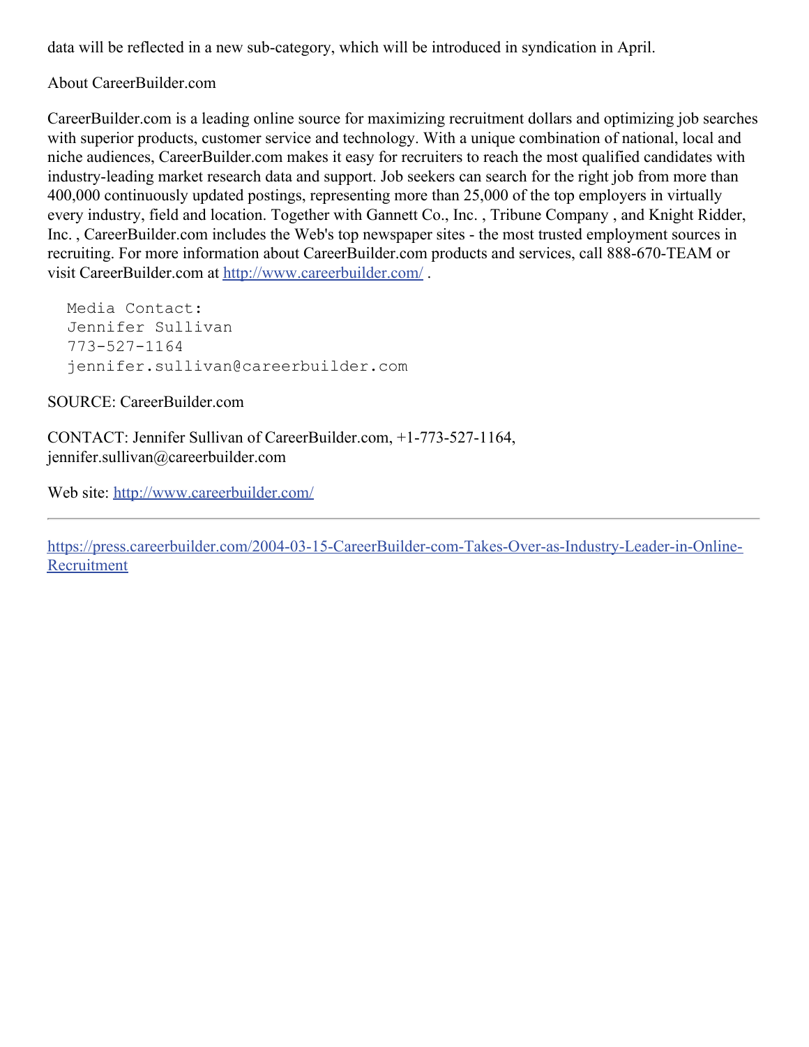data will be reflected in a new sub-category, which will be introduced in syndication in April.

About CareerBuilder.com

CareerBuilder.com is a leading online source for maximizing recruitment dollars and optimizing job searches with superior products, customer service and technology. With a unique combination of national, local and niche audiences, CareerBuilder.com makes it easy for recruiters to reach the most qualified candidates with industry-leading market research data and support. Job seekers can search for the right job from more than 400,000 continuously updated postings, representing more than 25,000 of the top employers in virtually every industry, field and location. Together with Gannett Co., Inc. , Tribune Company , and Knight Ridder, Inc. , CareerBuilder.com includes the Web's top newspaper sites - the most trusted employment sources in recruiting. For more information about CareerBuilder.com products and services, call 888-670-TEAM or visit CareerBuilder.com at http://www.careerbuilder.com/ .

```
Media Contact:
Jennifer Sullivan
773-527-1164
jennifer.sullivan@careerbuilder.com
```

SOURCE: CareerBuilder.com

CONTACT: Jennifer Sullivan of CareerBuilder.com, +1-773-527-1164, jennifer.sullivan@careerbuilder.com

Web site: http://www.careerbuilder.com/

---

https://press.careerbuilder.com/2004-03-15-CareerBuilder-com-Takes-Over-as-Industry-Leader-in-Online-Recruitment